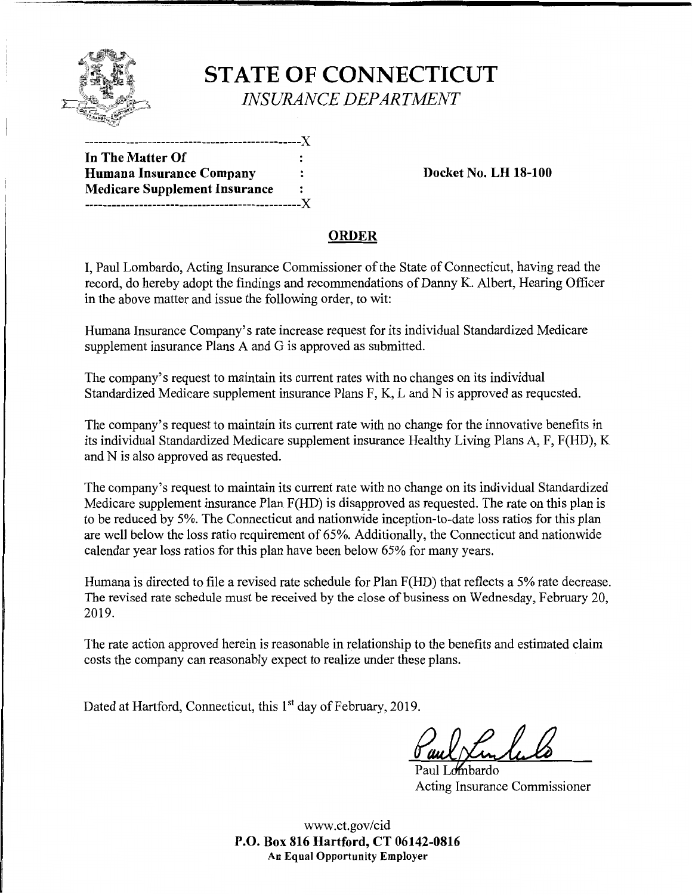# STATE OF CONNECTICUT

*INSURANCE DEPARTMENT*

```
-----------------------------------------------X
In The Matter Of                              :
Humana Insurance Company                      :
Medicare Supplement Insurance                 :
-----------------------------------------------X
```

**In The Matter Of**
**Humana Insurance Company**
**Medicare Supplement Insurance**

**Docket No. LH 18-100**

## ORDER

I, Paul Lombardo, Acting Insurance Commissioner of the State of Connecticut, having read the record, do hereby adopt the findings and recommendations of Danny K. Albert, Hearing Officer in the above matter and issue the following order, to wit:

Humana Insurance Company's rate increase request for its individual Standardized Medicare supplement insurance Plans A and G is approved as submitted.

The company's request to maintain its current rates with no changes on its individual Standardized Medicare supplement insurance Plans F, K, L and N is approved as requested.

The company's request to maintain its current rate with no change for the innovative benefits in its individual Standardized Medicare supplement insurance Healthy Living Plans A, F, F(HD), K and N is also approved as requested.

The company's request to maintain its current rate with no change on its individual Standardized Medicare supplement insurance Plan F(HD) is disapproved as requested. The rate on this plan is to be reduced by 5%. The Connecticut and nationwide inception-to-date loss ratios for this plan are well below the loss ratio requirement of 65%. Additionally, the Connecticut and nationwide calendar year loss ratios for this plan have been below 65% for many years.

Humana is directed to file a revised rate schedule for Plan F(HD) that reflects a 5% rate decrease. The revised rate schedule must be received by the close of business on Wednesday, February 20, 2019.

The rate action approved herein is reasonable in relationship to the benefits and estimated claim costs the company can reasonably expect to realize under these plans.

Dated at Hartford, Connecticut, this 1st day of February, 2019.

Paul Lombardo
Acting Insurance Commissioner

www.ct.gov/cid
**P.O. Box 816 Hartford, CT 06142-0816**
**An Equal Opportunity Employer**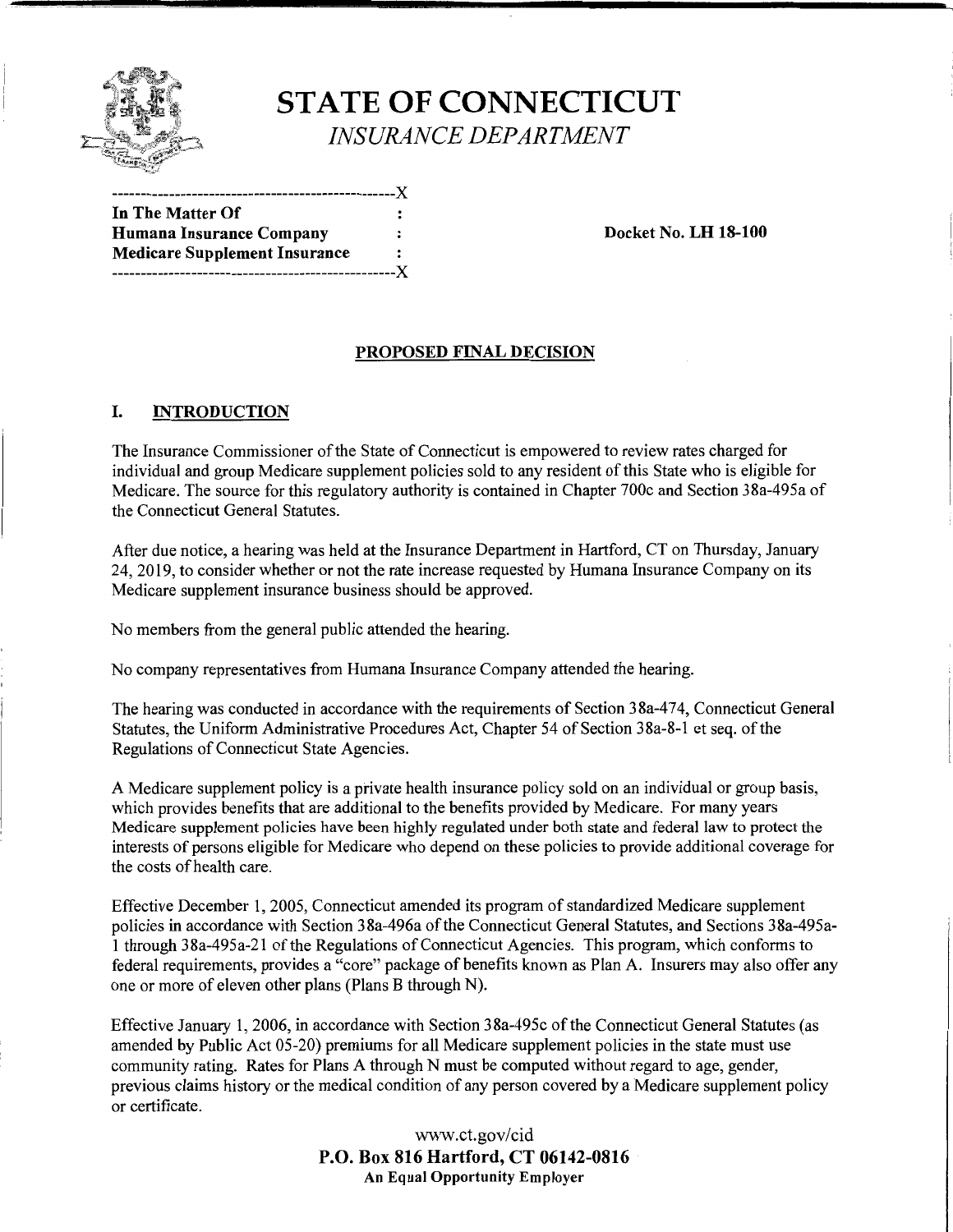# STATE OF CONNECTICUT

*INSURANCE DEPARTMENT*

```
--------------------------------------------------X
In The Matter Of                                  :
Humana Insurance Company                          :
Medicare Supplement Insurance                     :
--------------------------------------------------X
```

**Docket No. LH 18-100**

## PROPOSED FINAL DECISION

## I. INTRODUCTION

The Insurance Commissioner of the State of Connecticut is empowered to review rates charged for individual and group Medicare supplement policies sold to any resident of this State who is eligible for Medicare. The source for this regulatory authority is contained in Chapter 700c and Section 38a-495a of the Connecticut General Statutes.

After due notice, a hearing was held at the Insurance Department in Hartford, CT on Thursday, January 24, 2019, to consider whether or not the rate increase requested by Humana Insurance Company on its Medicare supplement insurance business should be approved.

No members from the general public attended the hearing.

No company representatives from Humana Insurance Company attended the hearing.

The hearing was conducted in accordance with the requirements of Section 38a-474, Connecticut General Statutes, the Uniform Administrative Procedures Act, Chapter 54 of Section 38a-8-1 et seq. of the Regulations of Connecticut State Agencies.

A Medicare supplement policy is a private health insurance policy sold on an individual or group basis, which provides benefits that are additional to the benefits provided by Medicare. For many years Medicare supplement policies have been highly regulated under both state and federal law to protect the interests of persons eligible for Medicare who depend on these policies to provide additional coverage for the costs of health care.

Effective December 1, 2005, Connecticut amended its program of standardized Medicare supplement policies in accordance with Section 38a-496a of the Connecticut General Statutes, and Sections 38a-495a-1 through 38a-495a-21 of the Regulations of Connecticut Agencies. This program, which conforms to federal requirements, provides a "core" package of benefits known as Plan A. Insurers may also offer any one or more of eleven other plans (Plans B through N).

Effective January 1, 2006, in accordance with Section 38a-495c of the Connecticut General Statutes (as amended by Public Act 05-20) premiums for all Medicare supplement policies in the state must use community rating. Rates for Plans A through N must be computed without regard to age, gender, previous claims history or the medical condition of any person covered by a Medicare supplement policy or certificate.

www.ct.gov/cid
**P.O. Box 816 Hartford, CT 06142-0816**
**An Equal Opportunity Employer**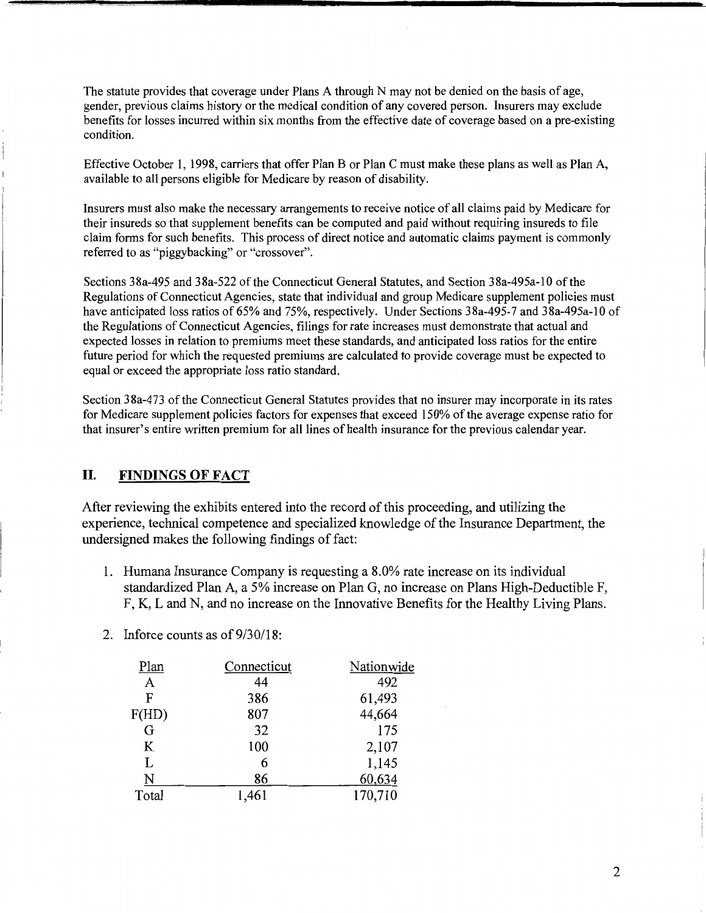The statute provides that coverage under Plans A through N may not be denied on the basis of age, gender, previous claims history or the medical condition of any covered person. Insurers may exclude benefits for losses incurred within six months from the effective date of coverage based on a pre-existing condition.

Effective October 1, 1998, carriers that offer Plan B or Plan C must make these plans as well as Plan A, available to all persons eligible for Medicare by reason of disability.

Insurers must also make the necessary arrangements to receive notice of all claims paid by Medicare for their insureds so that supplement benefits can be computed and paid without requiring insureds to file claim forms for such benefits. This process of direct notice and automatic claims payment is commonly referred to as "piggybacking" or "crossover".

Sections 38a-495 and 38a-522 of the Connecticut General Statutes, and Section 38a-495a-10 of the Regulations of Connecticut Agencies, state that individual and group Medicare supplement policies must have anticipated loss ratios of 65% and 75%, respectively. Under Sections 38a-495-7 and 38a-495a-10 of the Regulations of Connecticut Agencies, filings for rate increases must demonstrate that actual and expected losses in relation to premiums meet these standards, and anticipated loss ratios for the entire future period for which the requested premiums are calculated to provide coverage must be expected to equal or exceed the appropriate loss ratio standard.

Section 38a-473 of the Connecticut General Statutes provides that no insurer may incorporate in its rates for Medicare supplement policies factors for expenses that exceed 150% of the average expense ratio for that insurer's entire written premium for all lines of health insurance for the previous calendar year.

## II. FINDINGS OF FACT

After reviewing the exhibits entered into the record of this proceeding, and utilizing the experience, technical competence and specialized knowledge of the Insurance Department, the undersigned makes the following findings of fact:

1. Humana Insurance Company is requesting a 8.0% rate increase on its individual standardized Plan A, a 5% increase on Plan G, no increase on Plans High-Deductible F, F, K, L and N, and no increase on the Innovative Benefits for the Healthy Living Plans.

2. Inforce counts as of 9/30/18:

| Plan | Connecticut | Nationwide |
|---|---|---|
| A | 44 | 492 |
| F | 386 | 61,493 |
| F(HD) | 807 | 44,664 |
| G | 32 | 175 |
| K | 100 | 2,107 |
| L | 6 | 1,145 |
| N | 86 | 60,634 |
| Total | 1,461 | 170,710 |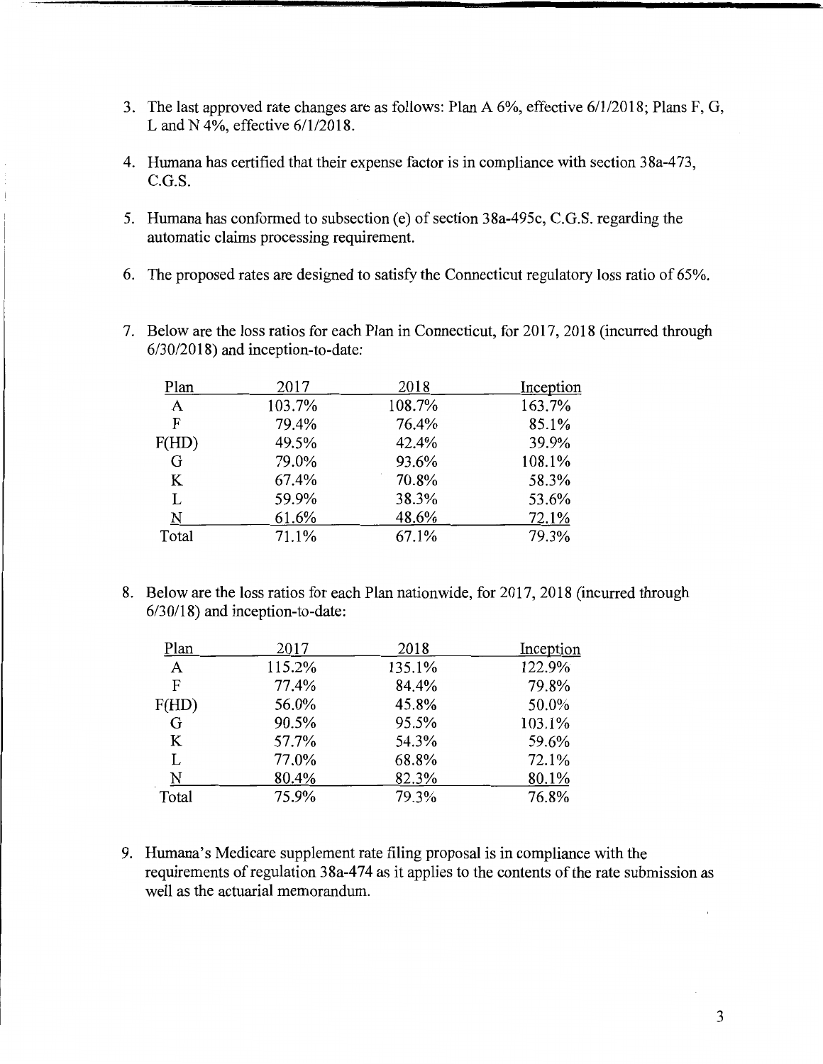3. The last approved rate changes are as follows: Plan A 6%, effective 6/1/2018; Plans F, G, L and N 4%, effective 6/1/2018.

4. Humana has certified that their expense factor is in compliance with section 38a-473, C.G.S.

5. Humana has conformed to subsection (e) of section 38a-495c, C.G.S. regarding the automatic claims processing requirement.

6. The proposed rates are designed to satisfy the Connecticut regulatory loss ratio of 65%.

7. Below are the loss ratios for each Plan in Connecticut, for 2017, 2018 (incurred through 6/30/2018) and inception-to-date:

| Plan | 2017 | 2018 | Inception |
|---|---|---|---|
| A | 103.7% | 108.7% | 163.7% |
| F | 79.4% | 76.4% | 85.1% |
| F(HD) | 49.5% | 42.4% | 39.9% |
| G | 79.0% | 93.6% | 108.1% |
| K | 67.4% | 70.8% | 58.3% |
| L | 59.9% | 38.3% | 53.6% |
| N | 61.6% | 48.6% | 72.1% |
| Total | 71.1% | 67.1% | 79.3% |

8. Below are the loss ratios for each Plan nationwide, for 2017, 2018 (incurred through 6/30/18) and inception-to-date:

| Plan | 2017 | 2018 | Inception |
|---|---|---|---|
| A | 115.2% | 135.1% | 122.9% |
| F | 77.4% | 84.4% | 79.8% |
| F(HD) | 56.0% | 45.8% | 50.0% |
| G | 90.5% | 95.5% | 103.1% |
| K | 57.7% | 54.3% | 59.6% |
| L | 77.0% | 68.8% | 72.1% |
| N | 80.4% | 82.3% | 80.1% |
| Total | 75.9% | 79.3% | 76.8% |

9. Humana's Medicare supplement rate filing proposal is in compliance with the requirements of regulation 38a-474 as it applies to the contents of the rate submission as well as the actuarial memorandum.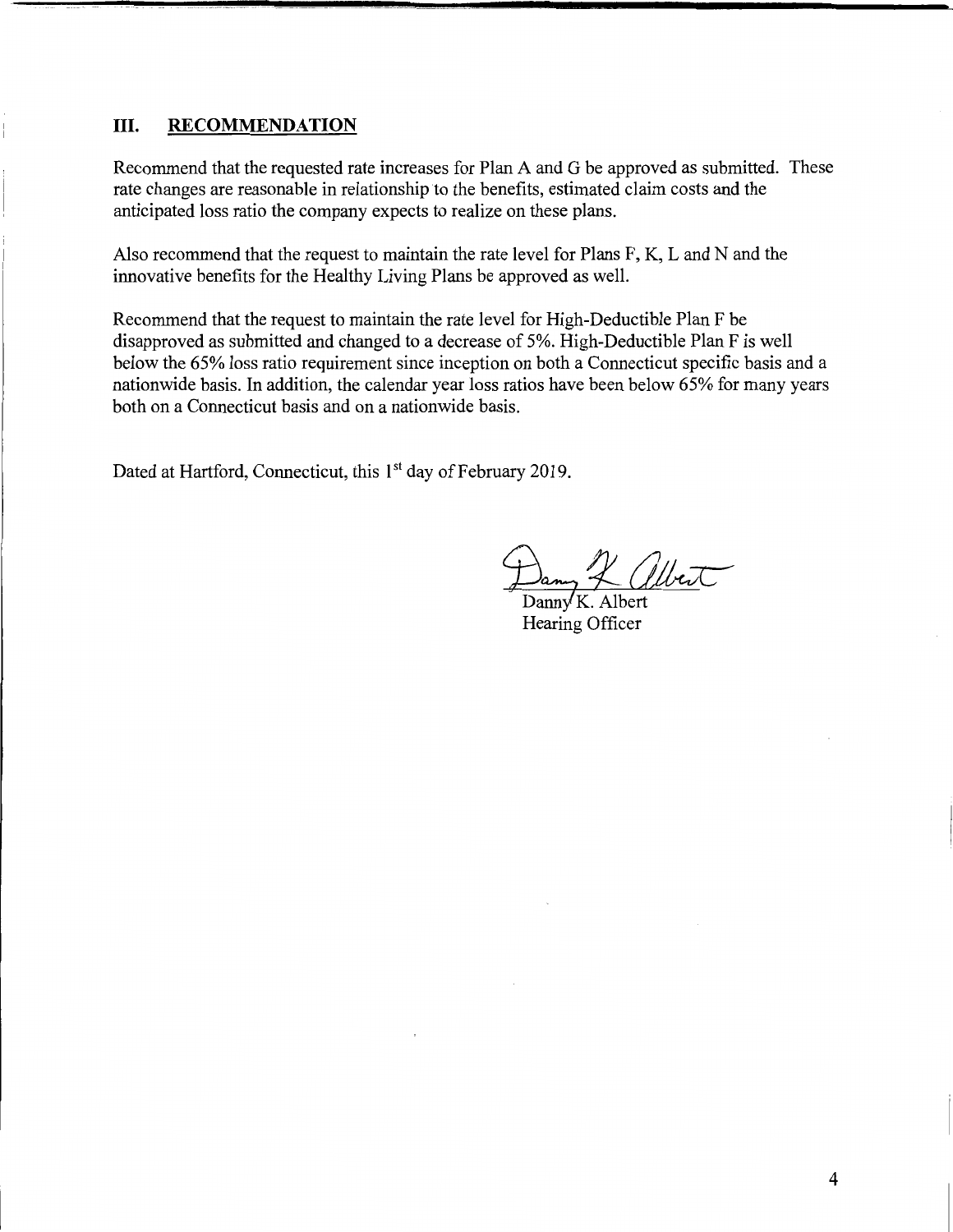## III. RECOMMENDATION

Recommend that the requested rate increases for Plan A and G be approved as submitted. These rate changes are reasonable in relationship to the benefits, estimated claim costs and the anticipated loss ratio the company expects to realize on these plans.

Also recommend that the request to maintain the rate level for Plans F, K, L and N and the innovative benefits for the Healthy Living Plans be approved as well.

Recommend that the request to maintain the rate level for High-Deductible Plan F be disapproved as submitted and changed to a decrease of 5%. High-Deductible Plan F is well below the 65% loss ratio requirement since inception on both a Connecticut specific basis and a nationwide basis. In addition, the calendar year loss ratios have been below 65% for many years both on a Connecticut basis and on a nationwide basis.

Dated at Hartford, Connecticut, this 1st day of February 2019.

Danny K. Albert
Hearing Officer